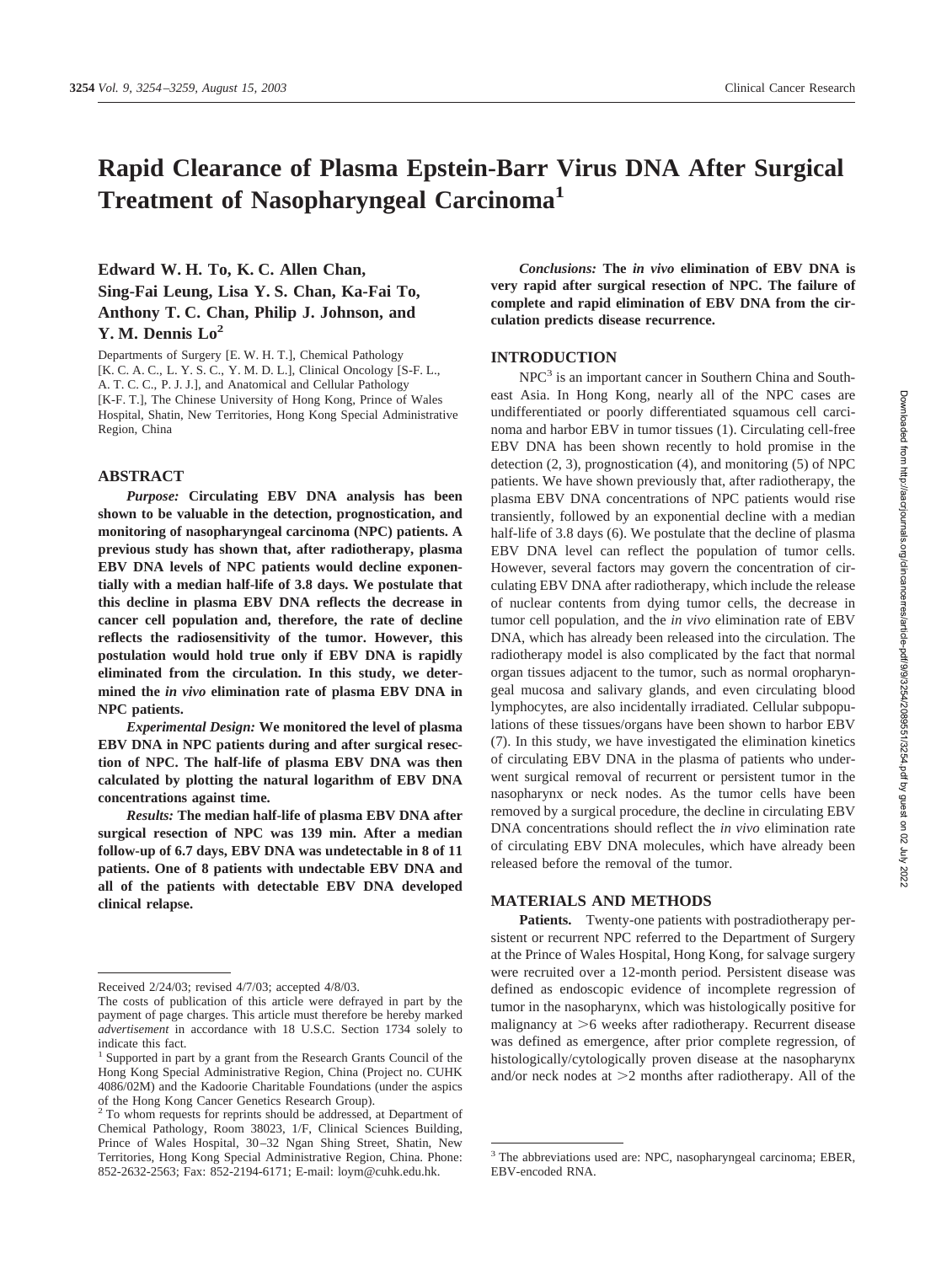# Rapid Clearance of Plasma Epstein-Barr Virus DNA After Surgical Treatment of Nasopharyngeal Carcinoma[1]

**Edward W. H. To, K. C. Allen Chan, Sing-Fai Leung, Lisa Y. S. Chan, Ka-Fai To, Anthony T. C. Chan, Philip J. Johnson, and Y. M. Dennis Lo[2]**

Departments of Surgery [E. W. H. T.], Chemical Pathology [K. C. A. C., L. Y. S. C., Y. M. D. L.], Clinical Oncology [S-F. L., A. T. C. C., P. J. J.], and Anatomical and Cellular Pathology [K-F. T.], The Chinese University of Hong Kong, Prince of Wales Hospital, Shatin, New Territories, Hong Kong Special Administrative Region, China

## ABSTRACT

*Purpose:* **Circulating EBV DNA analysis has been shown to be valuable in the detection, prognostication, and monitoring of nasopharyngeal carcinoma (NPC) patients. A previous study has shown that, after radiotherapy, plasma EBV DNA levels of NPC patients would decline exponentially with a median half-life of 3.8 days. We postulate that this decline in plasma EBV DNA reflects the decrease in cancer cell population and, therefore, the rate of decline reflects the radiosensitivity of the tumor. However, this postulation would hold true only if EBV DNA is rapidly eliminated from the circulation. In this study, we determined the *in vivo* elimination rate of plasma EBV DNA in NPC patients.**

*Experimental Design:* **We monitored the level of plasma EBV DNA in NPC patients during and after surgical resection of NPC. The half-life of plasma EBV DNA was then calculated by plotting the natural logarithm of EBV DNA concentrations against time.**

*Results:* **The median half-life of plasma EBV DNA after surgical resection of NPC was 139 min. After a median follow-up of 6.7 days, EBV DNA was undetectable in 8 of 11 patients. One of 8 patients with undectable EBV DNA and all of the patients with detectable EBV DNA developed clinical relapse.**

*Conclusions:* **The *in vivo* elimination of EBV DNA is very rapid after surgical resection of NPC. The failure of complete and rapid elimination of EBV DNA from the circulation predicts disease recurrence.**

## INTRODUCTION

NPC[3] is an important cancer in Southern China and Southeast Asia. In Hong Kong, nearly all of the NPC cases are undifferentiated or poorly differentiated squamous cell carcinoma and harbor EBV in tumor tissues (1). Circulating cell-free EBV DNA has been shown recently to hold promise in the detection (2, 3), prognostication (4), and monitoring (5) of NPC patients. We have shown previously that, after radiotherapy, the plasma EBV DNA concentrations of NPC patients would rise transiently, followed by an exponential decline with a median half-life of 3.8 days (6). We postulate that the decline of plasma EBV DNA level can reflect the population of tumor cells. However, several factors may govern the concentration of circulating EBV DNA after radiotherapy, which include the release of nuclear contents from dying tumor cells, the decrease in tumor cell population, and the *in vivo* elimination rate of EBV DNA, which has already been released into the circulation. The radiotherapy model is also complicated by the fact that normal organ tissues adjacent to the tumor, such as normal oropharyngeal mucosa and salivary glands, and even circulating blood lymphocytes, are also incidentally irradiated. Cellular subpopulations of these tissues/organs have been shown to harbor EBV (7). In this study, we have investigated the elimination kinetics of circulating EBV DNA in the plasma of patients who underwent surgical removal of recurrent or persistent tumor in the nasopharynx or neck nodes. As the tumor cells have been removed by a surgical procedure, the decline in circulating EBV DNA concentrations should reflect the *in vivo* elimination rate of circulating EBV DNA molecules, which have already been released before the removal of the tumor.

## MATERIALS AND METHODS

**Patients.** Twenty-one patients with postradiotherapy persistent or recurrent NPC referred to the Department of Surgery at the Prince of Wales Hospital, Hong Kong, for salvage surgery were recruited over a 12-month period. Persistent disease was defined as endoscopic evidence of incomplete regression of tumor in the nasopharynx, which was histologically positive for malignancy at >6 weeks after radiotherapy. Recurrent disease was defined as emergence, after prior complete regression, of histologically/cytologically proven disease at the nasopharynx and/or neck nodes at >2 months after radiotherapy. All of the

---

Received 2/24/03; revised 4/7/03; accepted 4/8/03.

The costs of publication of this article were defrayed in part by the payment of page charges. This article must therefore be hereby marked *advertisement* in accordance with 18 U.S.C. Section 1734 solely to indicate this fact.

[1] Supported in part by a grant from the Research Grants Council of the Hong Kong Special Administrative Region, China (Project no. CUHK 4086/02M) and the Kadoorie Charitable Foundations (under the aspics of the Hong Kong Cancer Genetics Research Group).

[2] To whom requests for reprints should be addressed, at Department of Chemical Pathology, Room 38023, 1/F, Clinical Sciences Building, Prince of Wales Hospital, 30–32 Ngan Shing Street, Shatin, New Territories, Hong Kong Special Administrative Region, China. Phone: 852-2632-2563; Fax: 852-2194-6171; E-mail: loym@cuhk.edu.hk.

[3] The abbreviations used are: NPC, nasopharyngeal carcinoma; EBER, EBV-encoded RNA.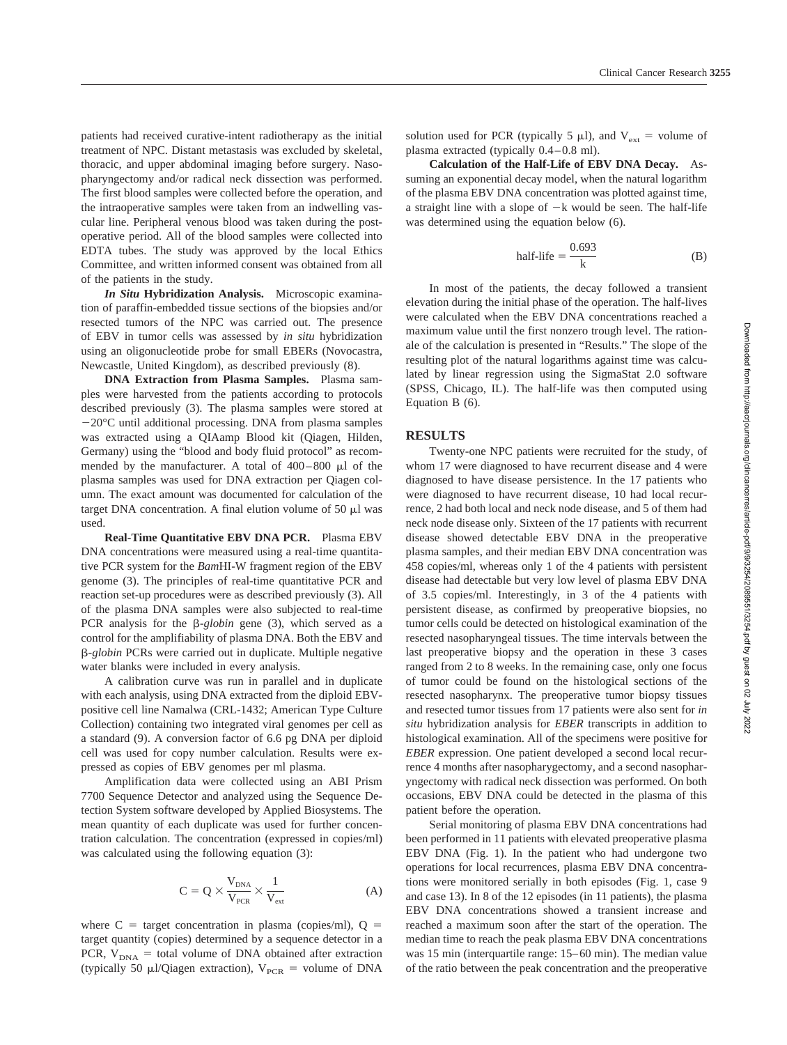patients had received curative-intent radiotherapy as the initial treatment of NPC. Distant metastasis was excluded by skeletal, thoracic, and upper abdominal imaging before surgery. Nasopharyngectomy and/or radical neck dissection was performed. The first blood samples were collected before the operation, and the intraoperative samples were taken from an indwelling vascular line. Peripheral venous blood was taken during the postoperative period. All of the blood samples were collected into EDTA tubes. The study was approved by the local Ethics Committee, and written informed consent was obtained from all of the patients in the study.

***In Situ* Hybridization Analysis.** Microscopic examination of paraffin-embedded tissue sections of the biopsies and/or resected tumors of the NPC was carried out. The presence of EBV in tumor cells was assessed by *in situ* hybridization using an oligonucleotide probe for small EBERs (Novocastra, Newcastle, United Kingdom), as described previously (8).

**DNA Extraction from Plasma Samples.** Plasma samples were harvested from the patients according to protocols described previously (3). The plasma samples were stored at −20°C until additional processing. DNA from plasma samples was extracted using a QIAmp Blood kit (Qiagen, Hilden, Germany) using the "blood and body fluid protocol" as recommended by the manufacturer. A total of 400–800 μl of the plasma samples was used for DNA extraction per Qiagen column. The exact amount was documented for calculation of the target DNA concentration. A final elution volume of 50 μl was used.

**Real-Time Quantitative EBV DNA PCR.** Plasma EBV DNA concentrations were measured using a real-time quantitative PCR system for the *Bam*HI-W fragment region of the EBV genome (3). The principles of real-time quantitative PCR and reaction set-up procedures were as described previously (3). All of the plasma DNA samples were also subjected to real-time PCR analysis for the β-*globin* gene (3), which served as a control for the amplifiability of plasma DNA. Both the EBV and β-*globin* PCRs were carried out in duplicate. Multiple negative water blanks were included in every analysis.

A calibration curve was run in parallel and in duplicate with each analysis, using DNA extracted from the diploid EBV-positive cell line Namalwa (CRL-1432; American Type Culture Collection) containing two integrated viral genomes per cell as a standard (9). A conversion factor of 6.6 pg DNA per diploid cell was used for copy number calculation. Results were expressed as copies of EBV genomes per ml plasma.

Amplification data were collected using an ABI Prism 7700 Sequence Detector and analyzed using the Sequence Detection System software developed by Applied Biosystems. The mean quantity of each duplicate was used for further concentration calculation. The concentration (expressed in copies/ml) was calculated using the following equation (3):

$$C = Q \times \frac{V_{DNA}}{V_{PCR}} \times \frac{1}{V_{ext}} \tag{A}$$

where C = target concentration in plasma (copies/ml), Q = target quantity (copies) determined by a sequence detector in a PCR, $V_{DNA}$ = total volume of DNA obtained after extraction (typically 50 μl/Qiagen extraction), $V_{PCR}$ = volume of DNA solution used for PCR (typically 5 μl), and $V_{ext}$ = volume of plasma extracted (typically 0.4–0.8 ml).

**Calculation of the Half-Life of EBV DNA Decay.** Assuming an exponential decay model, when the natural logarithm of the plasma EBV DNA concentration was plotted against time, a straight line with a slope of −k would be seen. The half-life was determined using the equation below (6).

$$\text{half-life} = \frac{0.693}{k} \tag{B}$$

In most of the patients, the decay followed a transient elevation during the initial phase of the operation. The half-lives were calculated when the EBV DNA concentrations reached a maximum value until the first nonzero trough level. The rationale of the calculation is presented in "Results." The slope of the resulting plot of the natural logarithms against time was calculated by linear regression using the SigmaStat 2.0 software (SPSS, Chicago, IL). The half-life was then computed using Equation B (6).

## RESULTS

Twenty-one NPC patients were recruited for the study, of whom 17 were diagnosed to have recurrent disease and 4 were diagnosed to have disease persistence. In the 17 patients who were diagnosed to have recurrent disease, 10 had local recurrence, 2 had both local and neck node disease, and 5 of them had neck node disease only. Sixteen of the 17 patients with recurrent disease showed detectable EBV DNA in the preoperative plasma samples, and their median EBV DNA concentration was 458 copies/ml, whereas only 1 of the 4 patients with persistent disease had detectable but very low level of plasma EBV DNA of 3.5 copies/ml. Interestingly, in 3 of the 4 patients with persistent disease, as confirmed by preoperative biopsies, no tumor cells could be detected on histological examination of the resected nasopharyngeal tissues. The time intervals between the last preoperative biopsy and the operation in these 3 cases ranged from 2 to 8 weeks. In the remaining case, only one focus of tumor could be found on the histological sections of the resected nasopharynx. The preoperative tumor biopsy tissues and resected tumor tissues from 17 patients were also sent for *in situ* hybridization analysis for *EBER* transcripts in addition to histological examination. All of the specimens were positive for *EBER* expression. One patient developed a second local recurrence 4 months after nasopharygectomy, and a second nasopharyngectomy with radical neck dissection was performed. On both occasions, EBV DNA could be detected in the plasma of this patient before the operation.

Serial monitoring of plasma EBV DNA concentrations had been performed in 11 patients with elevated preoperative plasma EBV DNA (Fig. 1). In the patient who had undergone two operations for local recurrences, plasma EBV DNA concentrations were monitored serially in both episodes (Fig. 1, case 9 and case 13). In 8 of the 12 episodes (in 11 patients), the plasma EBV DNA concentrations showed a transient increase and reached a maximum soon after the start of the operation. The median time to reach the peak plasma EBV DNA concentrations was 15 min (interquartile range: 15–60 min). The median value of the ratio between the peak concentration and the preoperative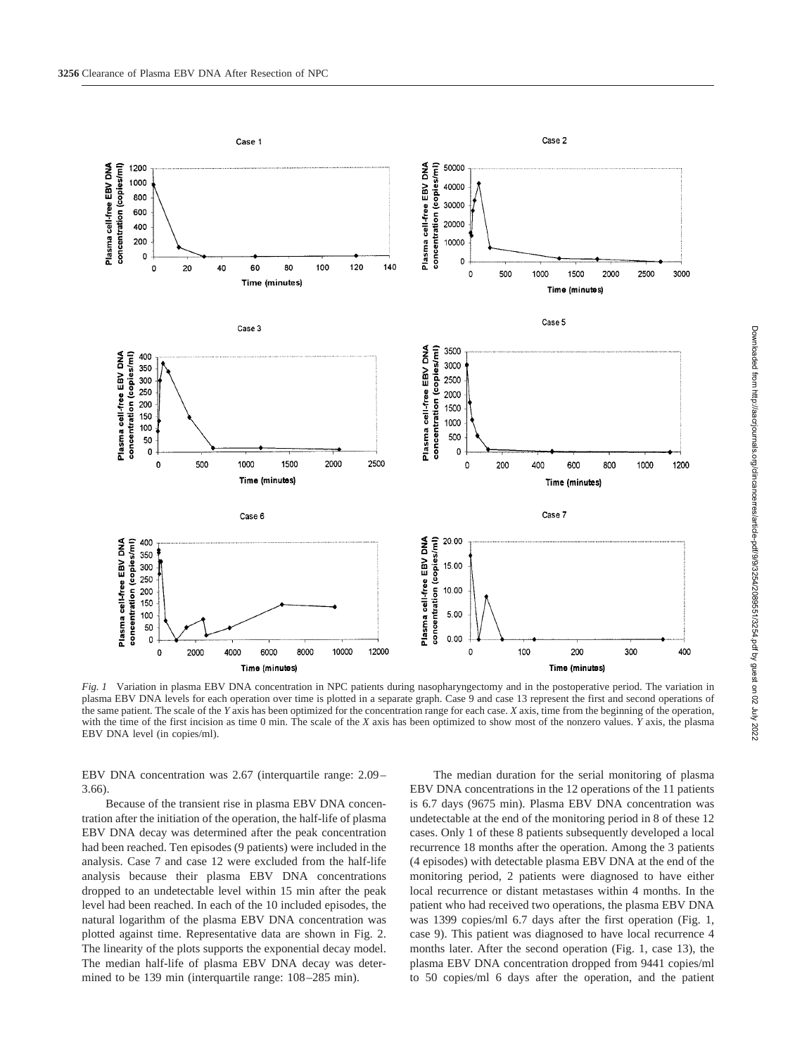*Fig. 1* Variation in plasma EBV DNA concentration in NPC patients during nasopharyngectomy and in the postoperative period. The variation in plasma EBV DNA levels for each operation over time is plotted in a separate graph. Case 9 and case 13 represent the first and second operations of the same patient. The scale of the *Y* axis has been optimized for the concentration range for each case. *X* axis, time from the beginning of the operation, with the time of the first incision as time 0 min. The scale of the *X* axis has been optimized to show most of the nonzero values. *Y* axis, the plasma EBV DNA level (in copies/ml).

EBV DNA concentration was 2.67 (interquartile range: 2.09–3.66).

Because of the transient rise in plasma EBV DNA concentration after the initiation of the operation, the half-life of plasma EBV DNA decay was determined after the peak concentration had been reached. Ten episodes (9 patients) were included in the analysis. Case 7 and case 12 were excluded from the half-life analysis because their plasma EBV DNA concentrations dropped to an undetectable level within 15 min after the peak level had been reached. In each of the 10 included episodes, the natural logarithm of the plasma EBV DNA concentration was plotted against time. Representative data are shown in Fig. 2. The linearity of the plots supports the exponential decay model. The median half-life of plasma EBV DNA decay was determined to be 139 min (interquartile range: 108–285 min).

The median duration for the serial monitoring of plasma EBV DNA concentrations in the 12 operations of the 11 patients is 6.7 days (9675 min). Plasma EBV DNA concentration was undetectable at the end of the monitoring period in 8 of these 12 cases. Only 1 of these 8 patients subsequently developed a local recurrence 18 months after the operation. Among the 3 patients (4 episodes) with detectable plasma EBV DNA at the end of the monitoring period, 2 patients were diagnosed to have either local recurrence or distant metastases within 4 months. In the patient who had received two operations, the plasma EBV DNA was 1399 copies/ml 6.7 days after the first operation (Fig. 1, case 9). This patient was diagnosed to have local recurrence 4 months later. After the second operation (Fig. 1, case 13), the plasma EBV DNA concentration dropped from 9441 copies/ml to 50 copies/ml 6 days after the operation, and the patient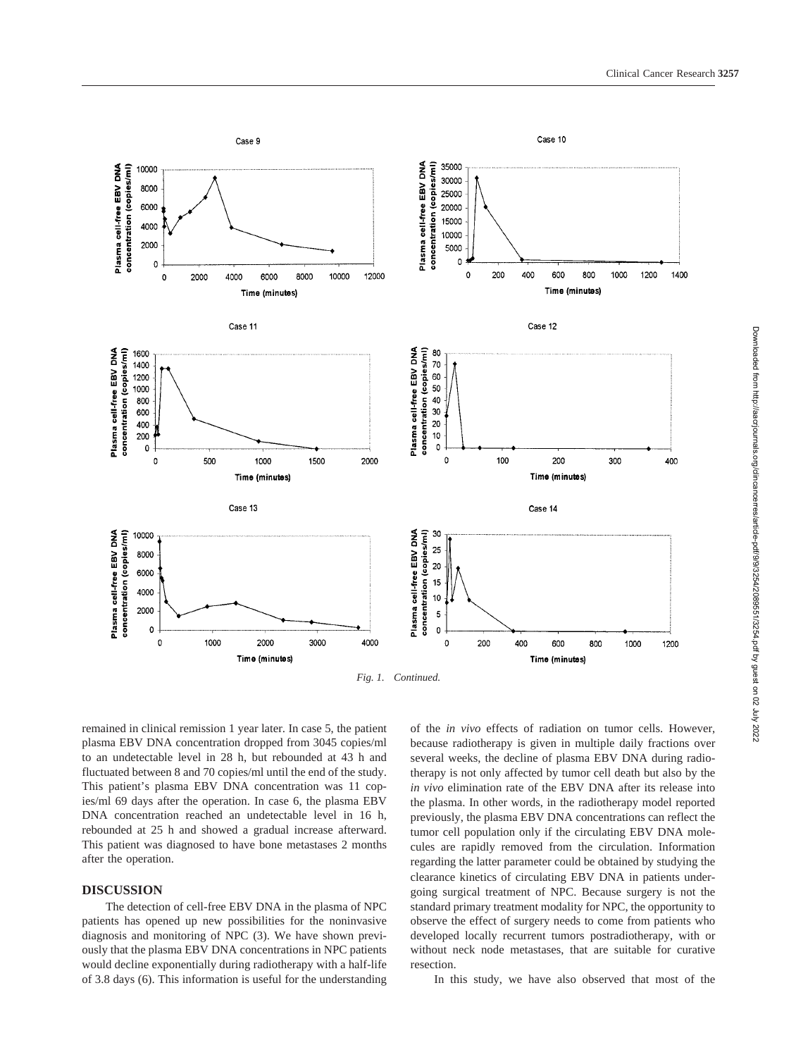*Fig. 1.   Continued.*

remained in clinical remission 1 year later. In case 5, the patient plasma EBV DNA concentration dropped from 3045 copies/ml to an undetectable level in 28 h, but rebounded at 43 h and fluctuated between 8 and 70 copies/ml until the end of the study. This patient's plasma EBV DNA concentration was 11 copies/ml 69 days after the operation. In case 6, the plasma EBV DNA concentration reached an undetectable level in 16 h, rebounded at 25 h and showed a gradual increase afterward. This patient was diagnosed to have bone metastases 2 months after the operation.

## DISCUSSION

The detection of cell-free EBV DNA in the plasma of NPC patients has opened up new possibilities for the noninvasive diagnosis and monitoring of NPC (3). We have shown previously that the plasma EBV DNA concentrations in NPC patients would decline exponentially during radiotherapy with a half-life of 3.8 days (6). This information is useful for the understanding of the *in vivo* effects of radiation on tumor cells. However, because radiotherapy is given in multiple daily fractions over several weeks, the decline of plasma EBV DNA during radiotherapy is not only affected by tumor cell death but also by the *in vivo* elimination rate of the EBV DNA after its release into the plasma. In other words, in the radiotherapy model reported previously, the plasma EBV DNA concentrations can reflect the tumor cell population only if the circulating EBV DNA molecules are rapidly removed from the circulation. Information regarding the latter parameter could be obtained by studying the clearance kinetics of circulating EBV DNA in patients undergoing surgical treatment of NPC. Because surgery is not the standard primary treatment modality for NPC, the opportunity to observe the effect of surgery needs to come from patients who developed locally recurrent tumors postradiotherapy, with or without neck node metastases, that are suitable for curative resection.

In this study, we have also observed that most of the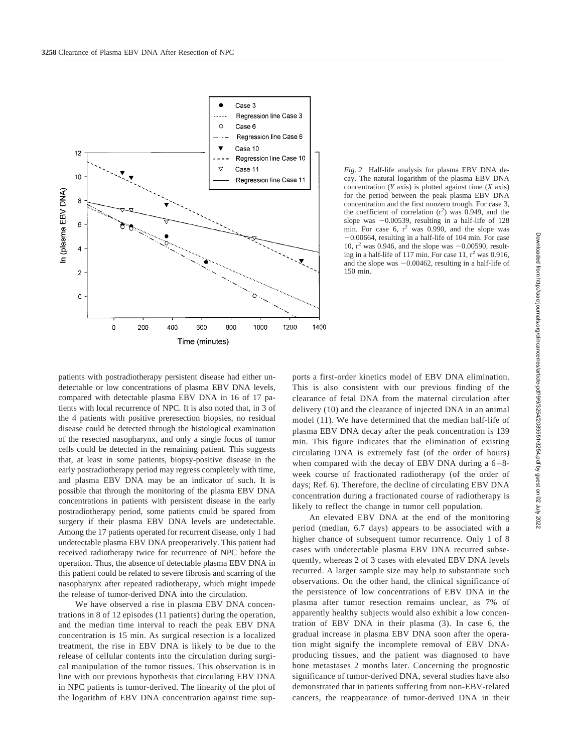*Fig. 2* Half-life analysis for plasma EBV DNA decay. The natural logarithm of the plasma EBV DNA concentration (*Y* axis) is plotted against time (*X* axis) for the period between the peak plasma EBV DNA concentration and the first nonzero trough. For case 3, the coefficient of correlation ($r^2$) was 0.949, and the slope was −0.00539, resulting in a half-life of 128 min. For case 6, $r^2$ was 0.990, and the slope was −0.00664, resulting in a half-life of 104 min. For case 10, $r^2$ was 0.946, and the slope was −0.00590, resulting in a half-life of 117 min. For case 11, $r^2$ was 0.916, and the slope was −0.00462, resulting in a half-life of 150 min.

patients with postradiotherapy persistent disease had either undetectable or low concentrations of plasma EBV DNA levels, compared with detectable plasma EBV DNA in 16 of 17 patients with local recurrence of NPC. It is also noted that, in 3 of the 4 patients with positive preresection biopsies, no residual disease could be detected through the histological examination of the resected nasopharynx, and only a single focus of tumor cells could be detected in the remaining patient. This suggests that, at least in some patients, biopsy-positive disease in the early postradiotherapy period may regress completely with time, and plasma EBV DNA may be an indicator of such. It is possible that through the monitoring of the plasma EBV DNA concentrations in patients with persistent disease in the early postradiotherapy period, some patients could be spared from surgery if their plasma EBV DNA levels are undetectable. Among the 17 patients operated for recurrent disease, only 1 had undetectable plasma EBV DNA preoperatively. This patient had received radiotherapy twice for recurrence of NPC before the operation. Thus, the absence of detectable plasma EBV DNA in this patient could be related to severe fibrosis and scarring of the nasopharynx after repeated radiotherapy, which might impede the release of tumor-derived DNA into the circulation.

We have observed a rise in plasma EBV DNA concentrations in 8 of 12 episodes (11 patients) during the operation, and the median time interval to reach the peak EBV DNA concentration is 15 min. As surgical resection is a localized treatment, the rise in EBV DNA is likely to be due to the release of cellular contents into the circulation during surgical manipulation of the tumor tissues. This observation is in line with our previous hypothesis that circulating EBV DNA in NPC patients is tumor-derived. The linearity of the plot of the logarithm of EBV DNA concentration against time supports a first-order kinetics model of EBV DNA elimination. This is also consistent with our previous finding of the clearance of fetal DNA from the maternal circulation after delivery (10) and the clearance of injected DNA in an animal model (11). We have determined that the median half-life of plasma EBV DNA decay after the peak concentration is 139 min. This figure indicates that the elimination of existing circulating DNA is extremely fast (of the order of hours) when compared with the decay of EBV DNA during a 6–8-week course of fractionated radiotherapy (of the order of days; Ref. 6). Therefore, the decline of circulating EBV DNA concentration during a fractionated course of radiotherapy is likely to reflect the change in tumor cell population.

An elevated EBV DNA at the end of the monitoring period (median, 6.7 days) appears to be associated with a higher chance of subsequent tumor recurrence. Only 1 of 8 cases with undetectable plasma EBV DNA recurred subsequently, whereas 2 of 3 cases with elevated EBV DNA levels recurred. A larger sample size may help to substantiate such observations. On the other hand, the clinical significance of the persistence of low concentrations of EBV DNA in the plasma after tumor resection remains unclear, as 7% of apparently healthy subjects would also exhibit a low concentration of EBV DNA in their plasma (3). In case 6, the gradual increase in plasma EBV DNA soon after the operation might signify the incomplete removal of EBV DNA-producing tissues, and the patient was diagnosed to have bone metastases 2 months later. Concerning the prognostic significance of tumor-derived DNA, several studies have also demonstrated that in patients suffering from non-EBV-related cancers, the reappearance of tumor-derived DNA in their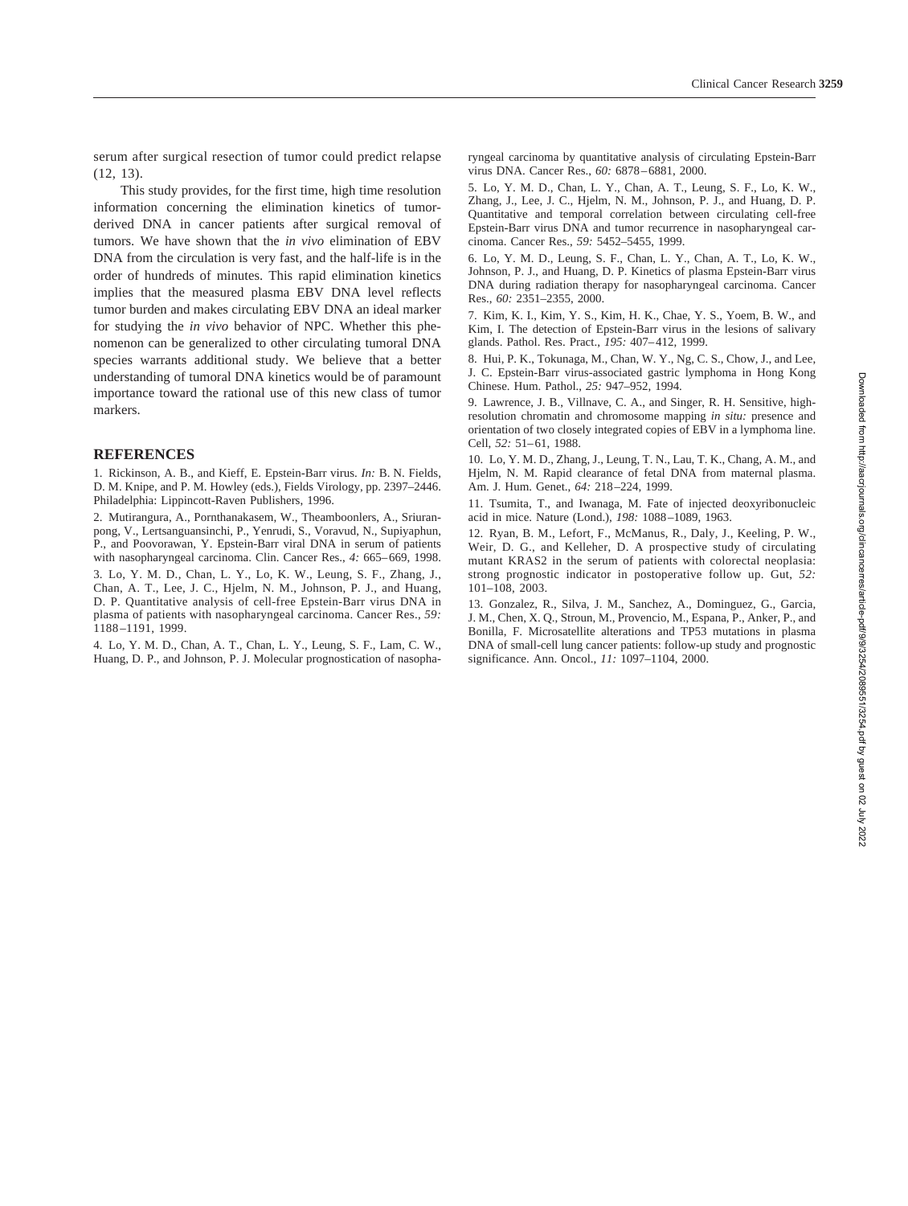serum after surgical resection of tumor could predict relapse (12, 13).

This study provides, for the first time, high time resolution information concerning the elimination kinetics of tumor-derived DNA in cancer patients after surgical removal of tumors. We have shown that the *in vivo* elimination of EBV DNA from the circulation is very fast, and the half-life is in the order of hundreds of minutes. This rapid elimination kinetics implies that the measured plasma EBV DNA level reflects tumor burden and makes circulating EBV DNA an ideal marker for studying the *in vivo* behavior of NPC. Whether this phenomenon can be generalized to other circulating tumoral DNA species warrants additional study. We believe that a better understanding of tumoral DNA kinetics would be of paramount importance toward the rational use of this new class of tumor markers.

## REFERENCES

1. Rickinson, A. B., and Kieff, E. Epstein-Barr virus. *In:* B. N. Fields, D. M. Knipe, and P. M. Howley (eds.), Fields Virology, pp. 2397–2446. Philadelphia: Lippincott-Raven Publishers, 1996.

2. Mutirangura, A., Pornthanakasem, W., Theamboonlers, A., Sriuranpong, V., Lertsanguansinchi, P., Yenrudi, S., Voravud, N., Supiyaphun, P., and Poovorawan, Y. Epstein-Barr viral DNA in serum of patients with nasopharyngeal carcinoma. Clin. Cancer Res., *4:* 665–669, 1998.

3. Lo, Y. M. D., Chan, L. Y., Lo, K. W., Leung, S. F., Zhang, J., Chan, A. T., Lee, J. C., Hjelm, N. M., Johnson, P. J., and Huang, D. P. Quantitative analysis of cell-free Epstein-Barr virus DNA in plasma of patients with nasopharyngeal carcinoma. Cancer Res., *59:* 1188–1191, 1999.

4. Lo, Y. M. D., Chan, A. T., Chan, L. Y., Leung, S. F., Lam, C. W., Huang, D. P., and Johnson, P. J. Molecular prognostication of nasopharyngeal carcinoma by quantitative analysis of circulating Epstein-Barr virus DNA. Cancer Res., *60:* 6878–6881, 2000.

5. Lo, Y. M. D., Chan, L. Y., Chan, A. T., Leung, S. F., Lo, K. W., Zhang, J., Lee, J. C., Hjelm, N. M., Johnson, P. J., and Huang, D. P. Quantitative and temporal correlation between circulating cell-free Epstein-Barr virus DNA and tumor recurrence in nasopharyngeal carcinoma. Cancer Res., *59:* 5452–5455, 1999.

6. Lo, Y. M. D., Leung, S. F., Chan, L. Y., Chan, A. T., Lo, K. W., Johnson, P. J., and Huang, D. P. Kinetics of plasma Epstein-Barr virus DNA during radiation therapy for nasopharyngeal carcinoma. Cancer Res., *60:* 2351–2355, 2000.

7. Kim, K. I., Kim, Y. S., Kim, H. K., Chae, Y. S., Yoem, B. W., and Kim, I. The detection of Epstein-Barr virus in the lesions of salivary glands. Pathol. Res. Pract., *195:* 407–412, 1999.

8. Hui, P. K., Tokunaga, M., Chan, W. Y., Ng, C. S., Chow, J., and Lee, J. C. Epstein-Barr virus-associated gastric lymphoma in Hong Kong Chinese. Hum. Pathol., *25:* 947–952, 1994.

9. Lawrence, J. B., Villnave, C. A., and Singer, R. H. Sensitive, high-resolution chromatin and chromosome mapping *in situ:* presence and orientation of two closely integrated copies of EBV in a lymphoma line. Cell, *52:* 51–61, 1988.

10. Lo, Y. M. D., Zhang, J., Leung, T. N., Lau, T. K., Chang, A. M., and Hjelm, N. M. Rapid clearance of fetal DNA from maternal plasma. Am. J. Hum. Genet., *64:* 218–224, 1999.

11. Tsumita, T., and Iwanaga, M. Fate of injected deoxyribonucleic acid in mice. Nature (Lond.), *198:* 1088–1089, 1963.

12. Ryan, B. M., Lefort, F., McManus, R., Daly, J., Keeling, P. W., Weir, D. G., and Kelleher, D. A prospective study of circulating mutant KRAS2 in the serum of patients with colorectal neoplasia: strong prognostic indicator in postoperative follow up. Gut, *52:* 101–108, 2003.

13. Gonzalez, R., Silva, J. M., Sanchez, A., Dominguez, G., Garcia, J. M., Chen, X. Q., Stroun, M., Provencio, M., Espana, P., Anker, P., and Bonilla, F. Microsatellite alterations and TP53 mutations in plasma DNA of small-cell lung cancer patients: follow-up study and prognostic significance. Ann. Oncol., *11:* 1097–1104, 2000.